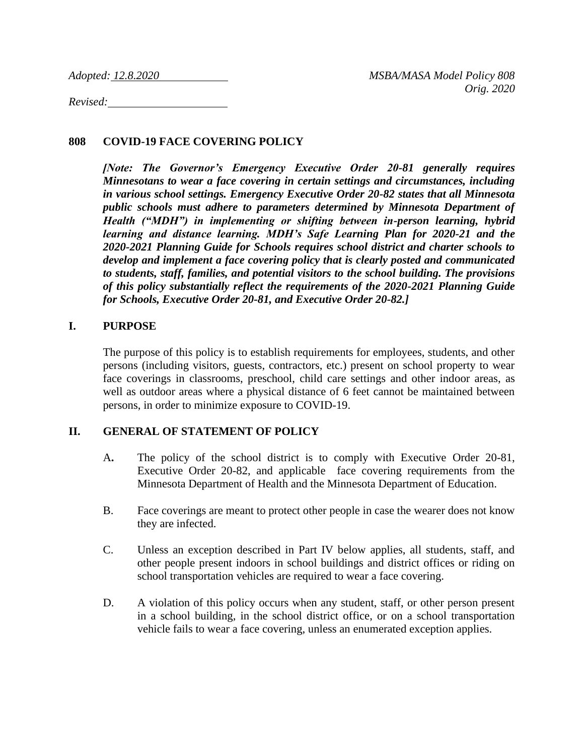*Adopted: 12.8.2020*

*Revised:*

*MSBA/MASA Model Policy 808*
*Orig. 2020*

# 808 COVID-19 FACE COVERING POLICY

***[Note: The Governor's Emergency Executive Order 20-81 generally requires Minnesotans to wear a face covering in certain settings and circumstances, including in various school settings. Emergency Executive Order 20-82 states that all Minnesota public schools must adhere to parameters determined by Minnesota Department of Health ("MDH") in implementing or shifting between in-person learning, hybrid learning and distance learning. MDH's Safe Learning Plan for 2020-21 and the 2020-2021 Planning Guide for Schools requires school district and charter schools to develop and implement a face covering policy that is clearly posted and communicated to students, staff, families, and potential visitors to the school building. The provisions of this policy substantially reflect the requirements of the 2020-2021 Planning Guide for Schools, Executive Order 20-81, and Executive Order 20-82.]***

## I. PURPOSE

The purpose of this policy is to establish requirements for employees, students, and other persons (including visitors, guests, contractors, etc.) present on school property to wear face coverings in classrooms, preschool, child care settings and other indoor areas, as well as outdoor areas where a physical distance of 6 feet cannot be maintained between persons, in order to minimize exposure to COVID-19.

## II. GENERAL OF STATEMENT OF POLICY

A. The policy of the school district is to comply with Executive Order 20-81, Executive Order 20-82, and applicable face covering requirements from the Minnesota Department of Health and the Minnesota Department of Education.

B. Face coverings are meant to protect other people in case the wearer does not know they are infected.

C. Unless an exception described in Part IV below applies, all students, staff, and other people present indoors in school buildings and district offices or riding on school transportation vehicles are required to wear a face covering.

D. A violation of this policy occurs when any student, staff, or other person present in a school building, in the school district office, or on a school transportation vehicle fails to wear a face covering, unless an enumerated exception applies.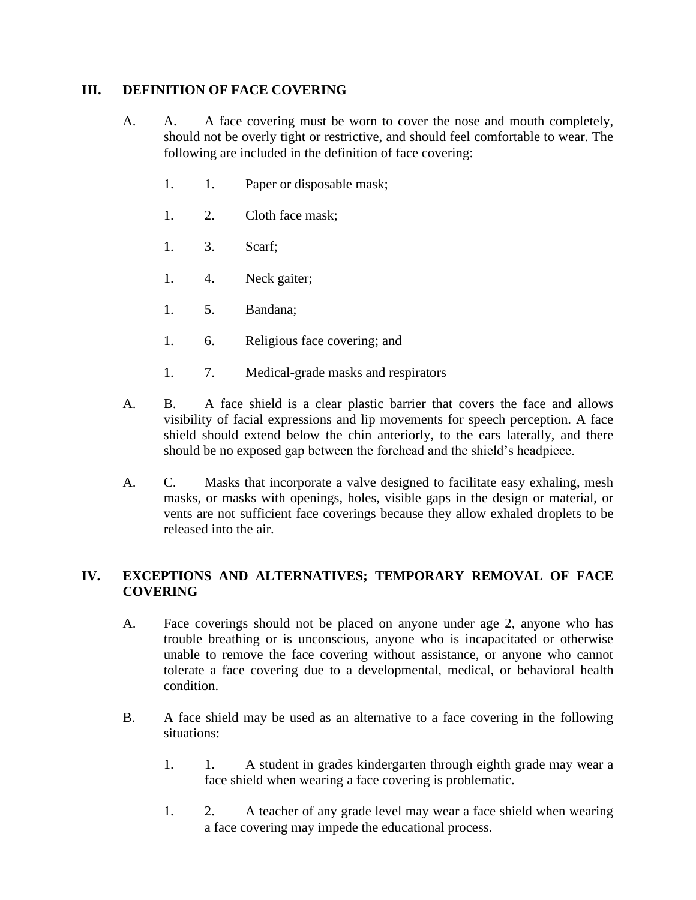## III. DEFINITION OF FACE COVERING

A. A face covering must be worn to cover the nose and mouth completely, should not be overly tight or restrictive, and should feel comfortable to wear. The following are included in the definition of face covering:

1. Paper or disposable mask;
2. Cloth face mask;
3. Scarf;
4. Neck gaiter;
5. Bandana;
6. Religious face covering; and
7. Medical-grade masks and respirators

B. A face shield is a clear plastic barrier that covers the face and allows visibility of facial expressions and lip movements for speech perception. A face shield should extend below the chin anteriorly, to the ears laterally, and there should be no exposed gap between the forehead and the shield's headpiece.

C. Masks that incorporate a valve designed to facilitate easy exhaling, mesh masks, or masks with openings, holes, visible gaps in the design or material, or vents are not sufficient face coverings because they allow exhaled droplets to be released into the air.

## IV. EXCEPTIONS AND ALTERNATIVES; TEMPORARY REMOVAL OF FACE COVERING

A. Face coverings should not be placed on anyone under age 2, anyone who has trouble breathing or is unconscious, anyone who is incapacitated or otherwise unable to remove the face covering without assistance, or anyone who cannot tolerate a face covering due to a developmental, medical, or behavioral health condition.

B. A face shield may be used as an alternative to a face covering in the following situations:

1. A student in grades kindergarten through eighth grade may wear a face shield when wearing a face covering is problematic.
2. A teacher of any grade level may wear a face shield when wearing a face covering may impede the educational process.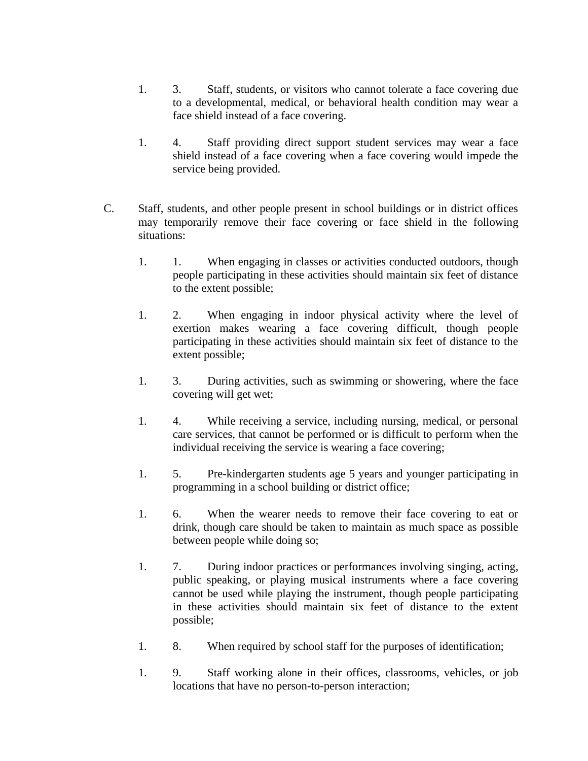1. 3. Staff, students, or visitors who cannot tolerate a face covering due to a developmental, medical, or behavioral health condition may wear a face shield instead of a face covering.

1. 4. Staff providing direct support student services may wear a face shield instead of a face covering when a face covering would impede the service being provided.

C. Staff, students, and other people present in school buildings or in district offices may temporarily remove their face covering or face shield in the following situations:

1. 1. When engaging in classes or activities conducted outdoors, though people participating in these activities should maintain six feet of distance to the extent possible;

1. 2. When engaging in indoor physical activity where the level of exertion makes wearing a face covering difficult, though people participating in these activities should maintain six feet of distance to the extent possible;

1. 3. During activities, such as swimming or showering, where the face covering will get wet;

1. 4. While receiving a service, including nursing, medical, or personal care services, that cannot be performed or is difficult to perform when the individual receiving the service is wearing a face covering;

1. 5. Pre-kindergarten students age 5 years and younger participating in programming in a school building or district office;

1. 6. When the wearer needs to remove their face covering to eat or drink, though care should be taken to maintain as much space as possible between people while doing so;

1. 7. During indoor practices or performances involving singing, acting, public speaking, or playing musical instruments where a face covering cannot be used while playing the instrument, though people participating in these activities should maintain six feet of distance to the extent possible;

1. 8. When required by school staff for the purposes of identification;

1. 9. Staff working alone in their offices, classrooms, vehicles, or job locations that have no person-to-person interaction;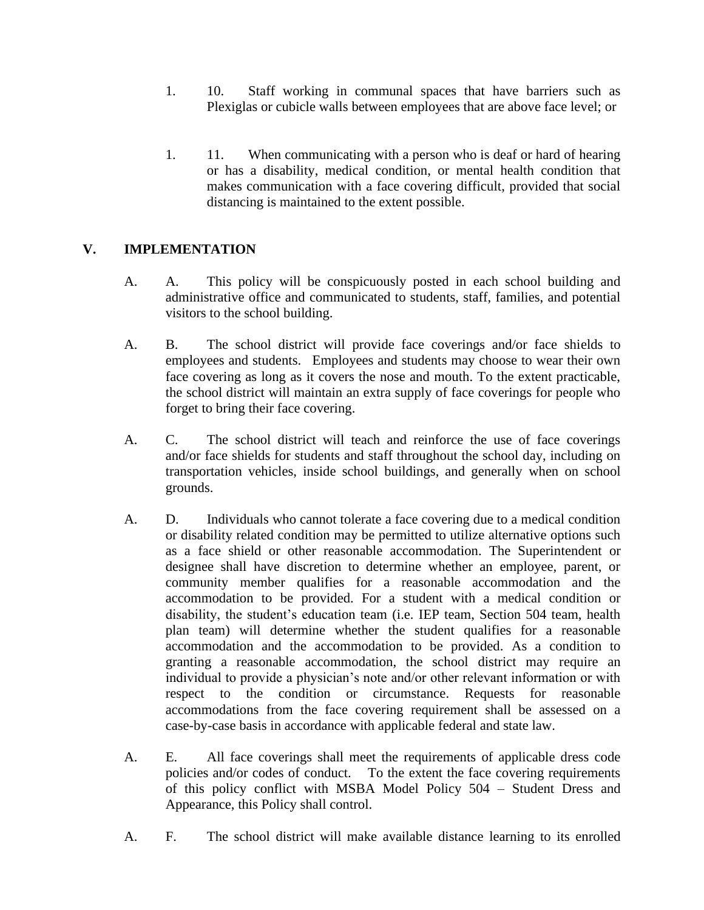1. 10. Staff working in communal spaces that have barriers such as Plexiglas or cubicle walls between employees that are above face level; or

1. 11. When communicating with a person who is deaf or hard of hearing or has a disability, medical condition, or mental health condition that makes communication with a face covering difficult, provided that social distancing is maintained to the extent possible.

## V. IMPLEMENTATION

A. A. This policy will be conspicuously posted in each school building and administrative office and communicated to students, staff, families, and potential visitors to the school building.

A. B. The school district will provide face coverings and/or face shields to employees and students. Employees and students may choose to wear their own face covering as long as it covers the nose and mouth. To the extent practicable, the school district will maintain an extra supply of face coverings for people who forget to bring their face covering.

A. C. The school district will teach and reinforce the use of face coverings and/or face shields for students and staff throughout the school day, including on transportation vehicles, inside school buildings, and generally when on school grounds.

A. D. Individuals who cannot tolerate a face covering due to a medical condition or disability related condition may be permitted to utilize alternative options such as a face shield or other reasonable accommodation. The Superintendent or designee shall have discretion to determine whether an employee, parent, or community member qualifies for a reasonable accommodation and the accommodation to be provided. For a student with a medical condition or disability, the student's education team (i.e. IEP team, Section 504 team, health plan team) will determine whether the student qualifies for a reasonable accommodation and the accommodation to be provided. As a condition to granting a reasonable accommodation, the school district may require an individual to provide a physician's note and/or other relevant information or with respect to the condition or circumstance. Requests for reasonable accommodations from the face covering requirement shall be assessed on a case-by-case basis in accordance with applicable federal and state law.

A. E. All face coverings shall meet the requirements of applicable dress code policies and/or codes of conduct. To the extent the face covering requirements of this policy conflict with MSBA Model Policy 504 – Student Dress and Appearance, this Policy shall control.

A. F. The school district will make available distance learning to its enrolled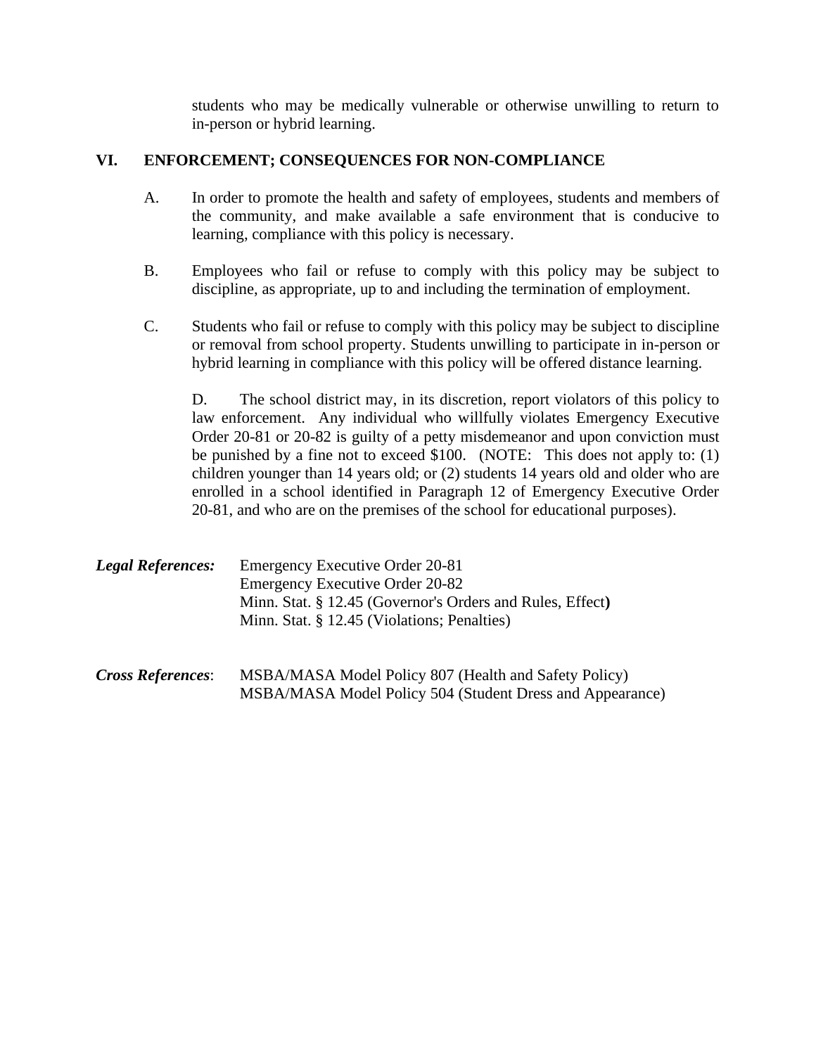students who may be medically vulnerable or otherwise unwilling to return to in-person or hybrid learning.

## VI. ENFORCEMENT; CONSEQUENCES FOR NON-COMPLIANCE

A. In order to promote the health and safety of employees, students and members of the community, and make available a safe environment that is conducive to learning, compliance with this policy is necessary.

B. Employees who fail or refuse to comply with this policy may be subject to discipline, as appropriate, up to and including the termination of employment.

C. Students who fail or refuse to comply with this policy may be subject to discipline or removal from school property. Students unwilling to participate in in-person or hybrid learning in compliance with this policy will be offered distance learning.

D. The school district may, in its discretion, report violators of this policy to law enforcement. Any individual who willfully violates Emergency Executive Order 20-81 or 20-82 is guilty of a petty misdemeanor and upon conviction must be punished by a fine not to exceed $100. (NOTE: This does not apply to: (1) children younger than 14 years old; or (2) students 14 years old and older who are enrolled in a school identified in Paragraph 12 of Emergency Executive Order 20-81, and who are on the premises of the school for educational purposes).

***Legal References:***
Emergency Executive Order 20-81
Emergency Executive Order 20-82
Minn. Stat. § 12.45 (Governor's Orders and Rules, Effect)
Minn. Stat. § 12.45 (Violations; Penalties)

***Cross References***:
MSBA/MASA Model Policy 807 (Health and Safety Policy)
MSBA/MASA Model Policy 504 (Student Dress and Appearance)